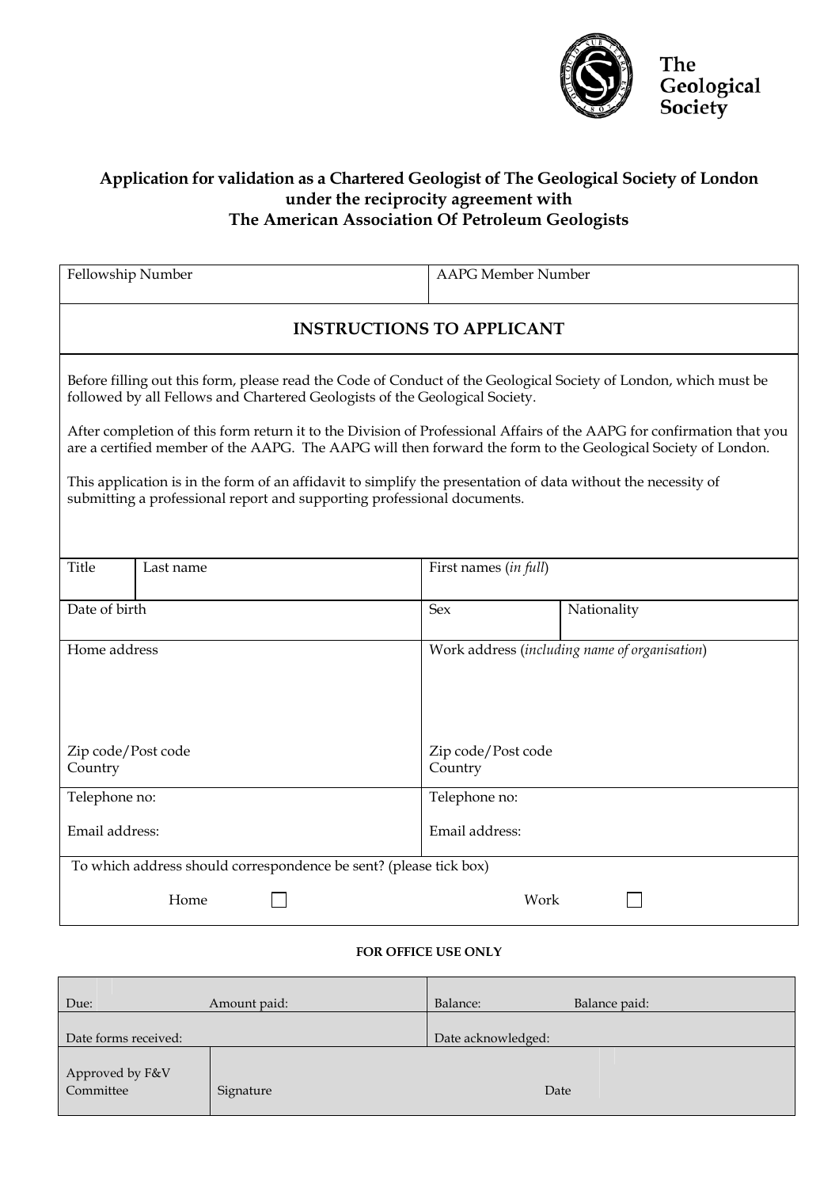The Geological Society

**Application for validation as a Chartered Geologist of The Geological Society of London under the reciprocity agreement with The American Association Of Petroleum Geologists**

| Fellowship Number | AAPG Member Number |
|---|---|

## INSTRUCTIONS TO APPLICANT

Before filling out this form, please read the Code of Conduct of the Geological Society of London, which must be followed by all Fellows and Chartered Geologists of the Geological Society.

After completion of this form return it to the Division of Professional Affairs of the AAPG for confirmation that you are a certified member of the AAPG. The AAPG will then forward the form to the Geological Society of London.

This application is in the form of an affidavit to simplify the presentation of data without the necessity of submitting a professional report and supporting professional documents.

| Title | Last name | First names (*in full*) | |
|---|---|---|---|
| Date of birth | | Sex | Nationality |
| Home address<br><br>Zip code/Post code<br>Country | | Work address (*including name of organisation*)<br><br>Zip code/Post code<br>Country | |
| Telephone no:<br><br>Email address: | | Telephone no:<br><br>Email address: | |

To which address should correspondence be sent? (please tick box)

Home ☐ Work ☐

**FOR OFFICE USE ONLY**

| Due: Amount paid: | | Balance: Balance paid: |
|---|---|---|
| Date forms received: | | Date acknowledged: |
| Approved by F&V Committee | Signature | Date |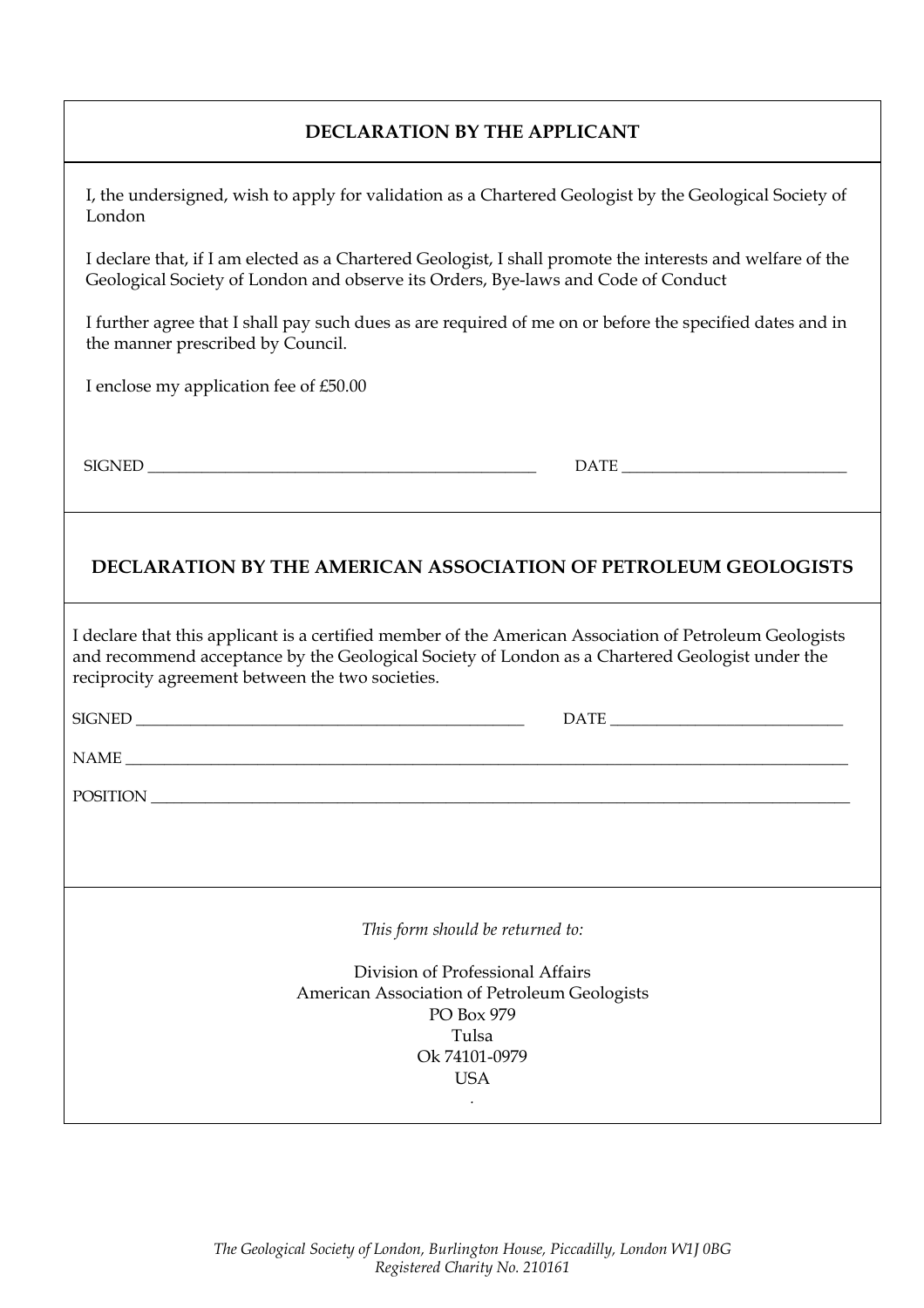## DECLARATION BY THE APPLICANT

I, the undersigned, wish to apply for validation as a Chartered Geologist by the Geological Society of London

I declare that, if I am elected as a Chartered Geologist, I shall promote the interests and welfare of the Geological Society of London and observe its Orders, Bye-laws and Code of Conduct

I further agree that I shall pay such dues as are required of me on or before the specified dates and in the manner prescribed by Council.

I enclose my application fee of £50.00

SIGNED ________________________________________________ DATE ___________________________

## DECLARATION BY THE AMERICAN ASSOCIATION OF PETROLEUM GEOLOGISTS

I declare that this applicant is a certified member of the American Association of Petroleum Geologists and recommend acceptance by the Geological Society of London as a Chartered Geologist under the reciprocity agreement between the two societies.

SIGNED ________________________________________________ DATE ____________________________

NAME ____________________________________________________________________________________

POSITION ________________________________________________________________________________

*This form should be returned to:*

Division of Professional Affairs
American Association of Petroleum Geologists
PO Box 979
Tulsa
Ok 74101-0979
USA

*The Geological Society of London, Burlington House, Piccadilly, London W1J 0BG*
*Registered Charity No. 210161*